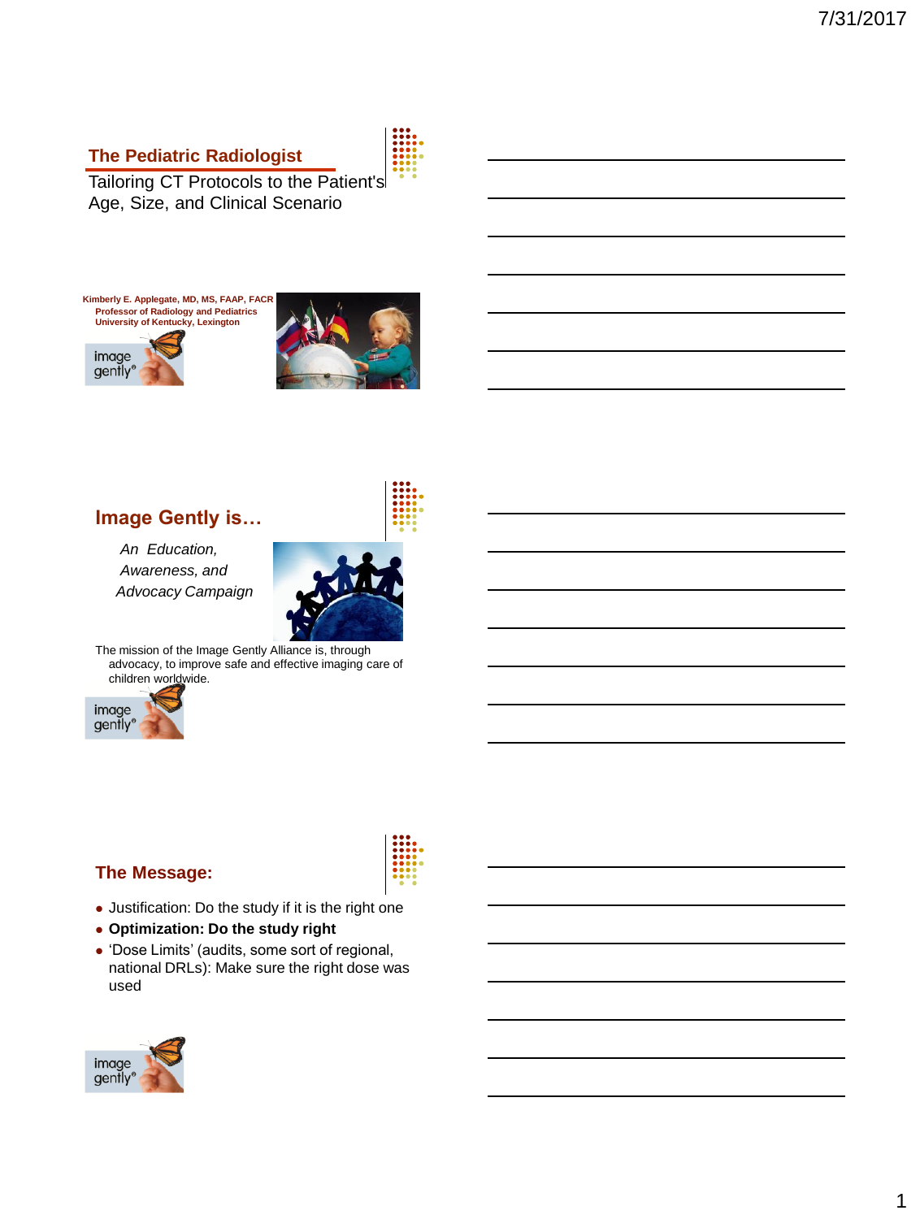## The Pediatric Radiologist

Tailoring CT Protocols to the Patient's Age, Size, and Clinical Scenario

**Kimberly E. Applegate, MD, MS, FAAP, FACR**
**Professor of Radiology and Pediatrics**
**University of Kentucky, Lexington**

image gently®

## Image Gently is…

*An Education, Awareness, and Advocacy Campaign*

The mission of the Image Gently Alliance is, through advocacy, to improve safe and effective imaging care of children worldwide.

image gently®

## The Message:

- Justification: Do the study if it is the right one
- **Optimization: Do the study right**
- 'Dose Limits' (audits, some sort of regional, national DRLs): Make sure the right dose was used

image gently®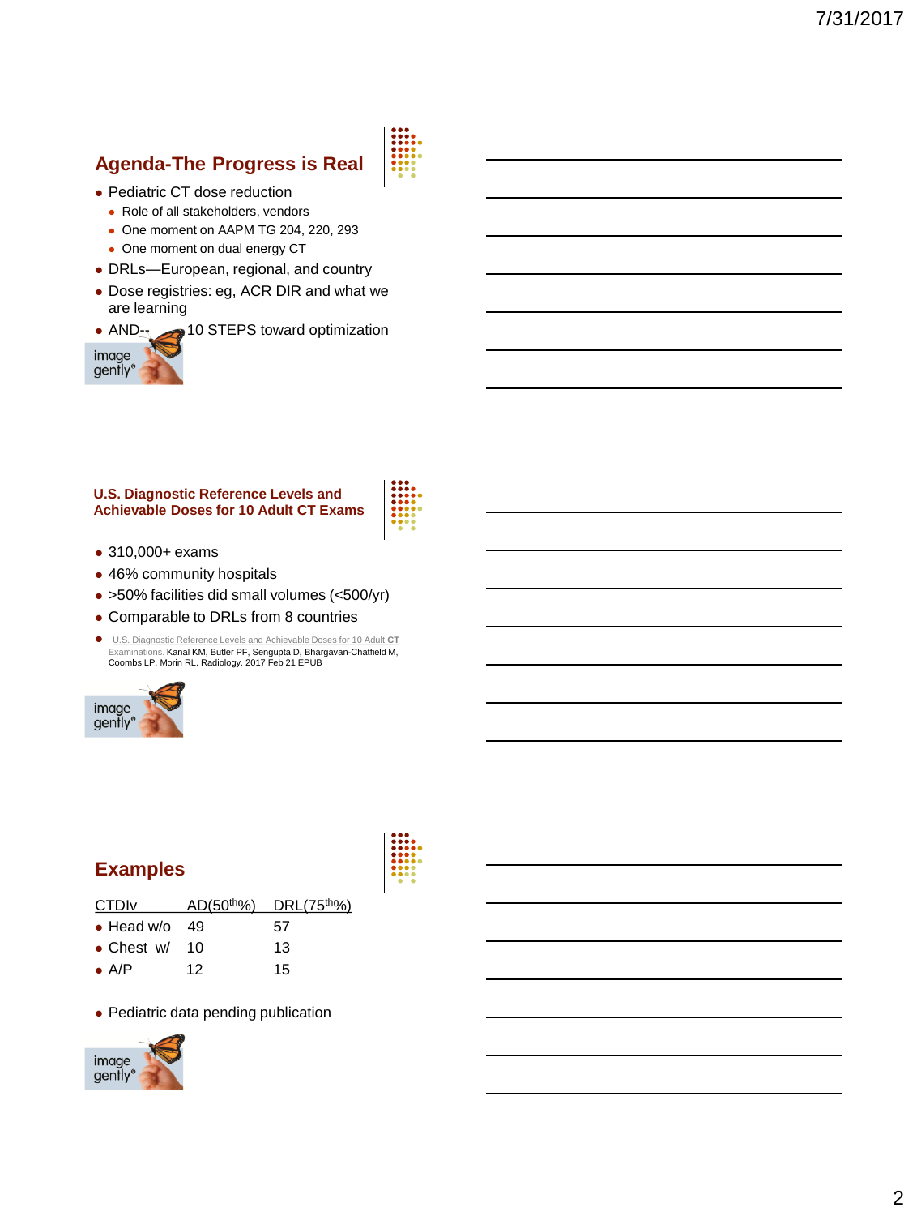## Agenda-The Progress is Real

- Pediatric CT dose reduction
  - Role of all stakeholders, vendors
  - One moment on AAPM TG 204, 220, 293
  - One moment on dual energy CT
- DRLs—European, regional, and country
- Dose registries: eg, ACR DIR and what we are learning
- AND-- 10 STEPS toward optimization

image gently®

## U.S. Diagnostic Reference Levels and Achievable Doses for 10 Adult CT Exams

- 310,000+ exams
- 46% community hospitals
- >50% facilities did small volumes (<500/yr)
- Comparable to DRLs from 8 countries
- U.S. Diagnostic Reference Levels and Achievable Doses for 10 Adult **CT** Examinations. Kanal KM, Butler PF, Sengupta D, Bhargavan-Chatfield M, Coombs LP, Morin RL. Radiology. 2017 Feb 21 EPUB

image gently®

## Examples

| CTDIv | AD(50th%) | DRL(75th%) |
|---|---|---|
| Head w/o | 49 | 57 |
| Chest w/ | 10 | 13 |
| A/P | 12 | 15 |

- Pediatric data pending publication

image gently®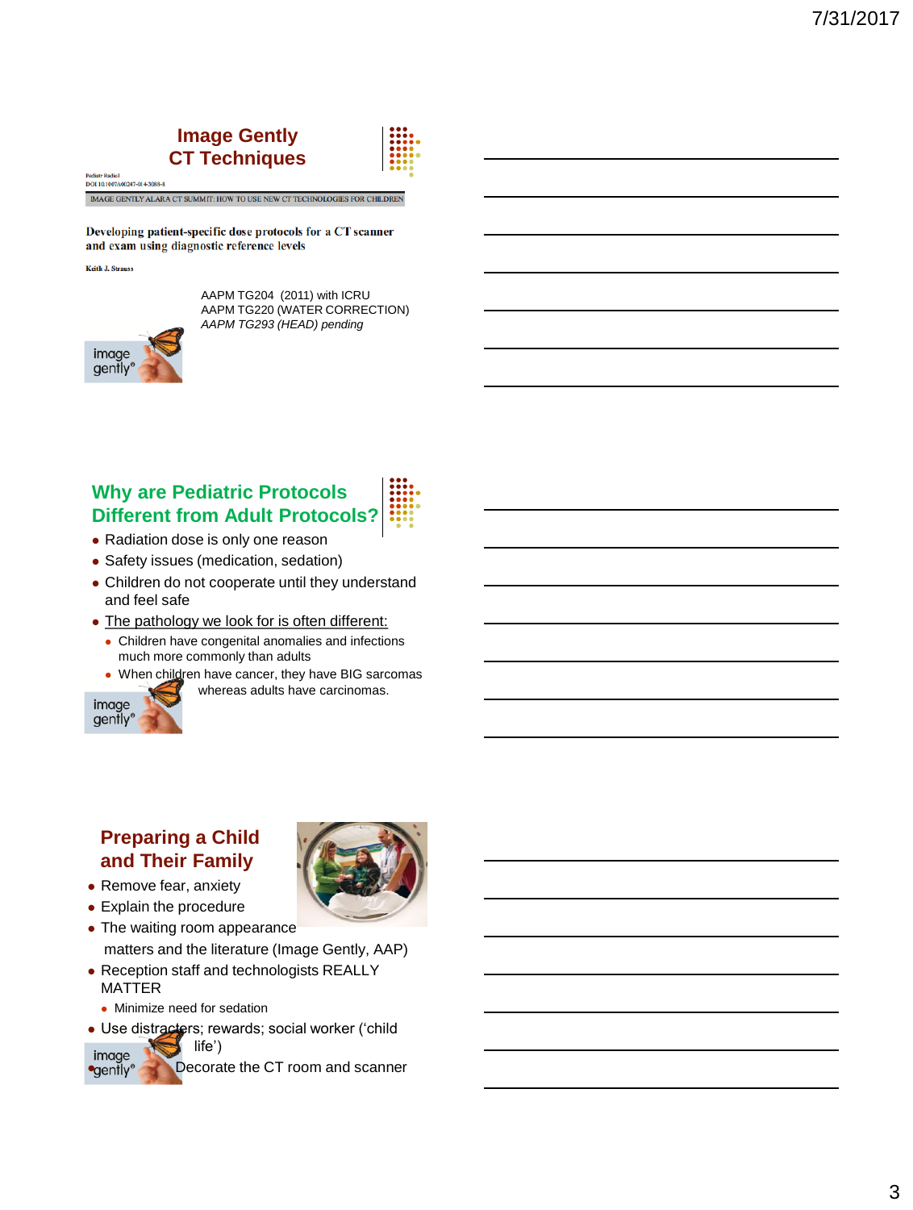## Image Gently CT Techniques

Pediatr Radiol
DOI 10.1007/s00247-014-3088-8

IMAGE GENTLY ALARA CT SUMMIT: HOW TO USE NEW CT TECHNOLOGIES FOR CHILDREN

**Developing patient-specific dose protocols for a CT scanner and exam using diagnostic reference levels**

Keith J. Strauss

AAPM TG204 (2011) with ICRU
AAPM TG220 (WATER CORRECTION)
*AAPM TG293 (HEAD) pending*

## Why are Pediatric Protocols Different from Adult Protocols?

- Radiation dose is only one reason
- Safety issues (medication, sedation)
- Children do not cooperate until they understand and feel safe
- The pathology we look for is often different:
  - Children have congenital anomalies and infections much more commonly than adults
  - When children have cancer, they have BIG sarcomas whereas adults have carcinomas.

## Preparing a Child and Their Family

- Remove fear, anxiety
- Explain the procedure
- The waiting room appearance matters and the literature (Image Gently, AAP)
- Reception staff and technologists REALLY MATTER
  - Minimize need for sedation
- Use distracters; rewards; social worker ('child life')
- Decorate the CT room and scanner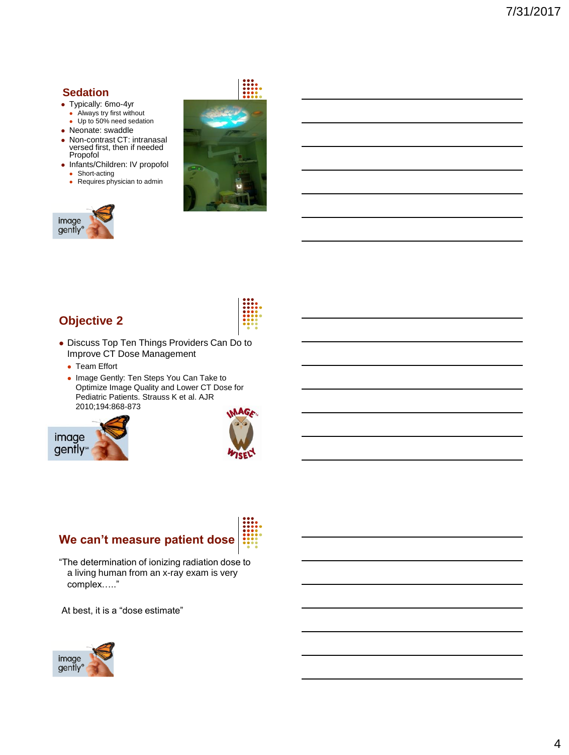## Sedation

- Typically: 6mo-4yr
  - Always try first without
  - Up to 50% need sedation
- Neonate: swaddle
- Non-contrast CT: intranasal versed first, then if needed Propofol
- Infants/Children: IV propofol
  - Short-acting
  - Requires physician to admin

## Objective 2

- Discuss Top Ten Things Providers Can Do to Improve CT Dose Management
  - Team Effort
  - Image Gently: Ten Steps You Can Take to Optimize Image Quality and Lower CT Dose for Pediatric Patients. Strauss K et al. AJR 2010;194:868-873

## We can't measure patient dose

"The determination of ionizing radiation dose to a living human from an x-ray exam is very complex….."

At best, it is a "dose estimate"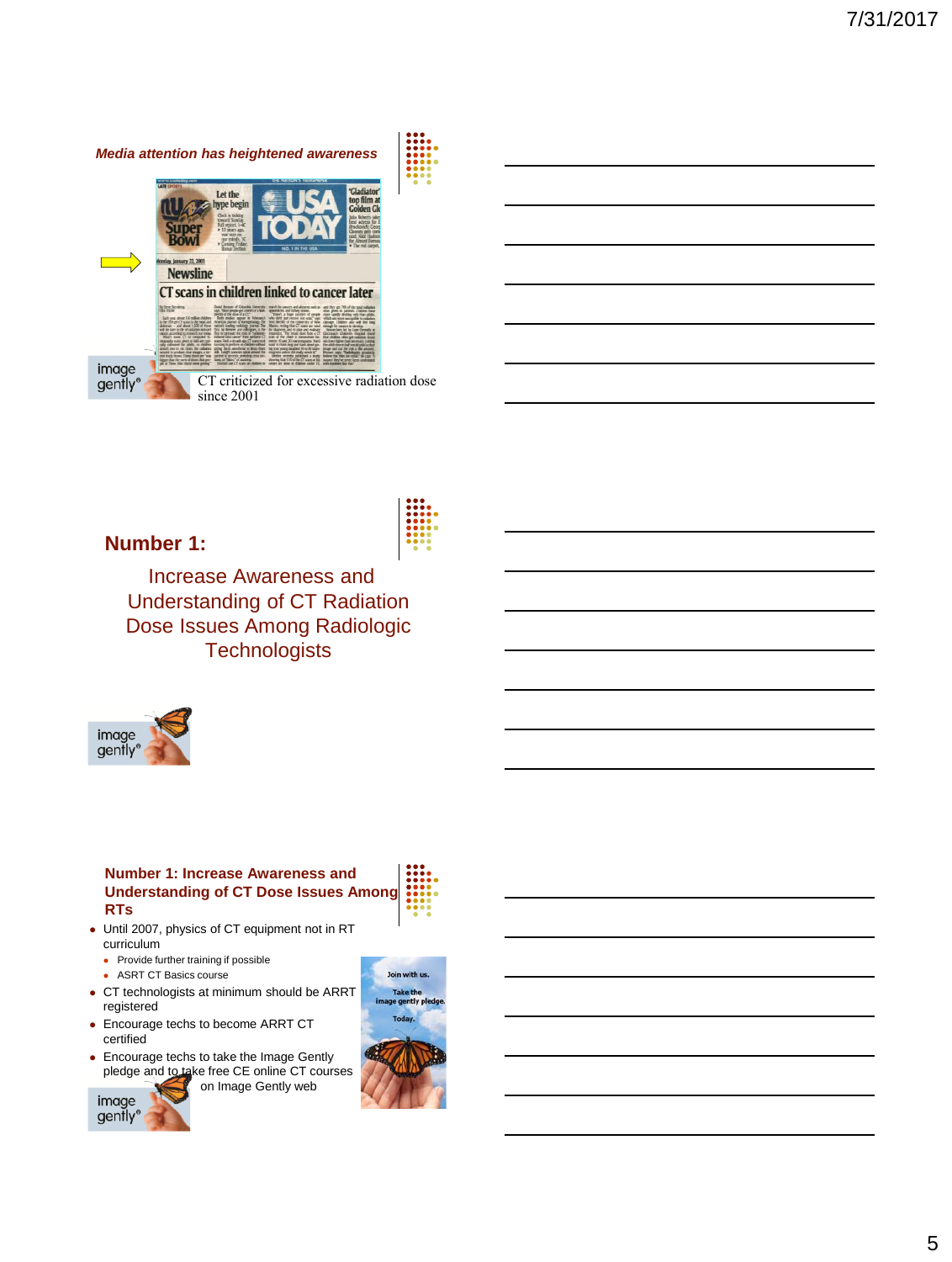## *Media attention has heightened awareness*

CT criticized for excessive radiation dose since 2001

## Number 1:

Increase Awareness and Understanding of CT Radiation Dose Issues Among Radiologic Technologists

## Number 1: Increase Awareness and Understanding of CT Dose Issues Among RTs

- Until 2007, physics of CT equipment not in RT curriculum
  - Provide further training if possible
  - ASRT CT Basics course
- CT technologists at minimum should be ARRT registered
- Encourage techs to become ARRT CT certified
- Encourage techs to take the Image Gently pledge and to take free CE online CT courses on Image Gently web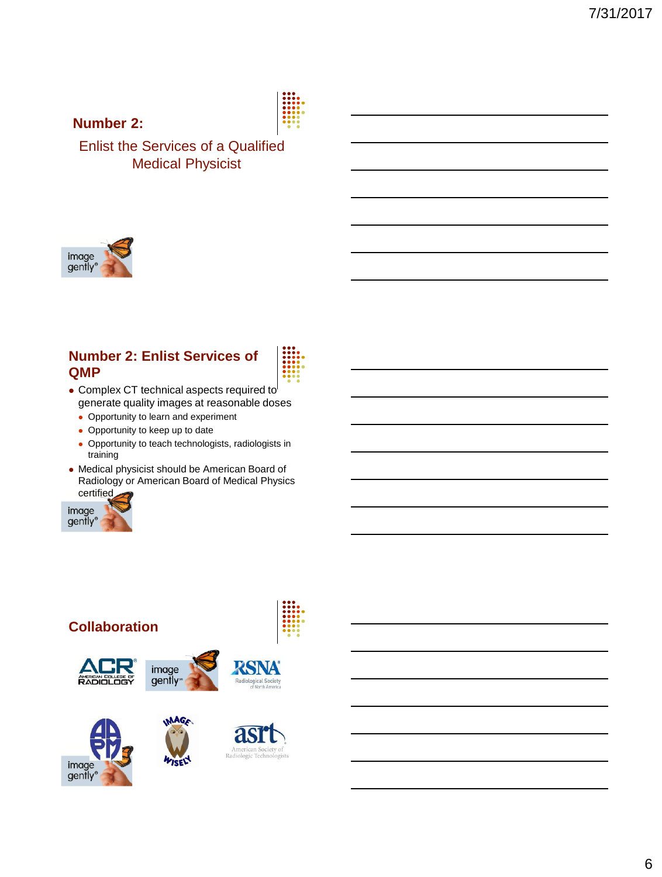## Number 2:

Enlist the Services of a Qualified Medical Physicist

## Number 2: Enlist Services of QMP

- Complex CT technical aspects required to generate quality images at reasonable doses
  - Opportunity to learn and experiment
  - Opportunity to keep up to date
  - Opportunity to teach technologists, radiologists in training
- Medical physicist should be American Board of Radiology or American Board of Medical Physics certified

## Collaboration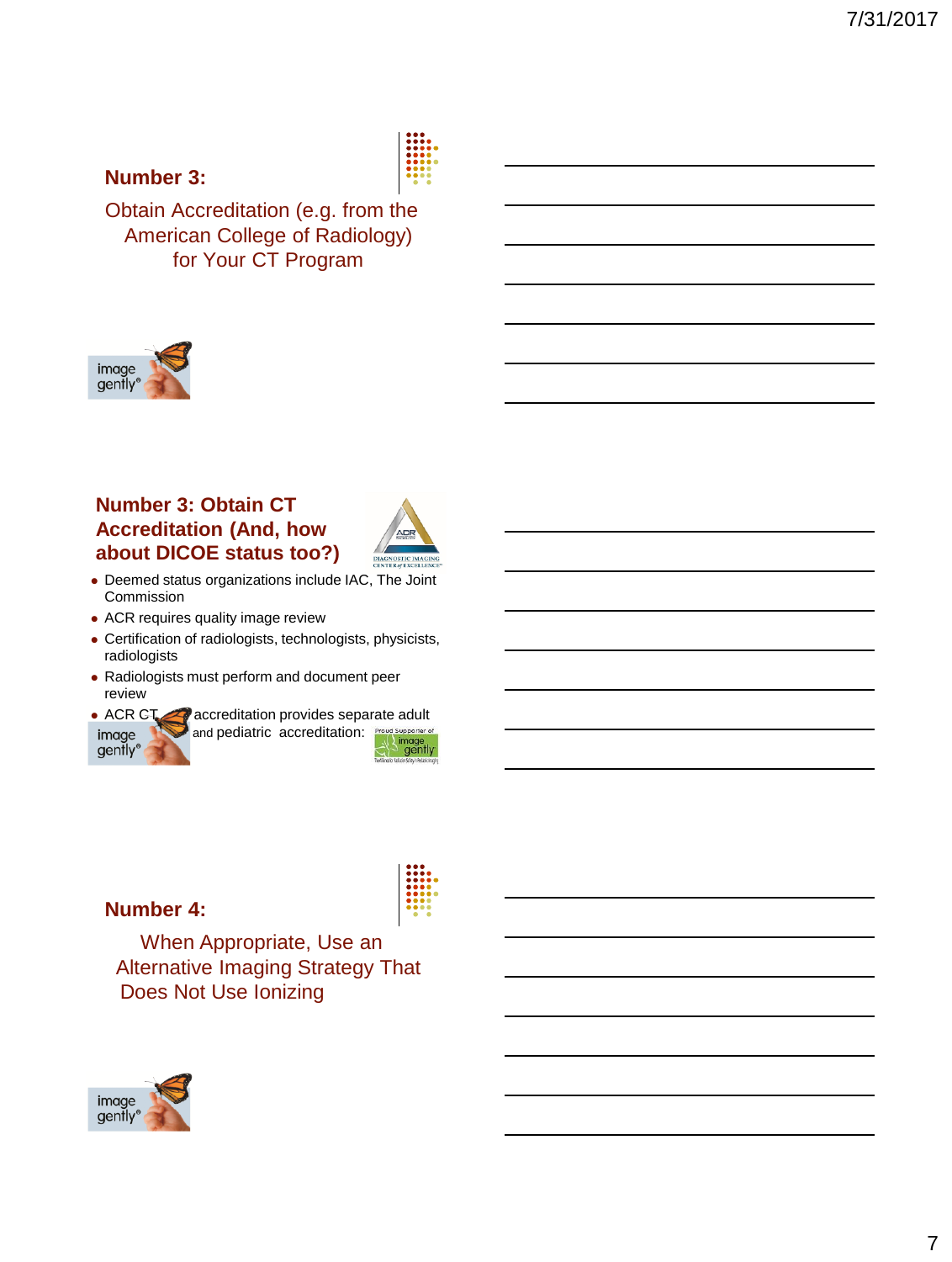## Number 3:

Obtain Accreditation (e.g. from the American College of Radiology) for Your CT Program

## Number 3: Obtain CT Accreditation (And, how about DICOE status too?)

- Deemed status organizations include IAC, The Joint Commission
- ACR requires quality image review
- Certification of radiologists, technologists, physicists, radiologists
- Radiologists must perform and document peer review
- ACR CT accreditation provides separate adult and pediatric accreditation:

## Number 4:

When Appropriate, Use an Alternative Imaging Strategy That Does Not Use Ionizing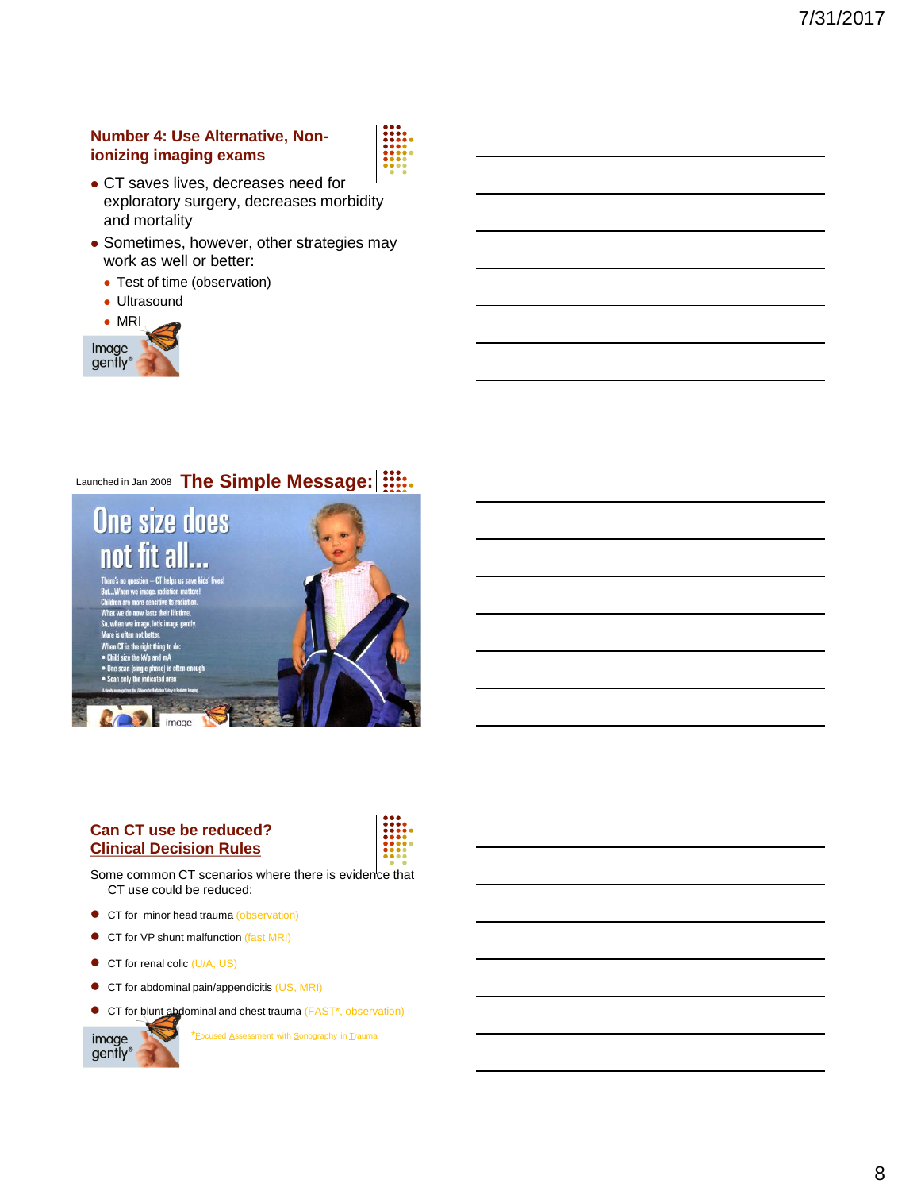## Number 4: Use Alternative, Non-ionizing imaging exams

- CT saves lives, decreases need for exploratory surgery, decreases morbidity and mortality
- Sometimes, however, other strategies may work as well or better:
  - Test of time (observation)
  - Ultrasound
  - MRI

image gently®

Launched in Jan 2008

## The Simple Message:

One size does not fit all...

There's no question – CT helps us save kids' lives!
But...When we image, radiation matters!
Children are more sensitive to radiation.
What we do now lasts their lifetime.
So, when we image, let's image gently.
More is often not better.
When CT is the right thing to do:
- Child size the kVp and mA
- One scan (single phase) is often enough
- Scan only the indicated area

## Can CT use be reduced? Clinical Decision Rules

Some common CT scenarios where there is evidence that CT use could be reduced:

- CT for minor head trauma (observation)
- CT for VP shunt malfunction (fast MRI)
- CT for renal colic (U/A; US)
- CT for abdominal pain/appendicitis (US, MRI)
- CT for blunt abdominal and chest trauma (FAST*, observation)

*Focused Assessment with Sonography in Trauma

image gently®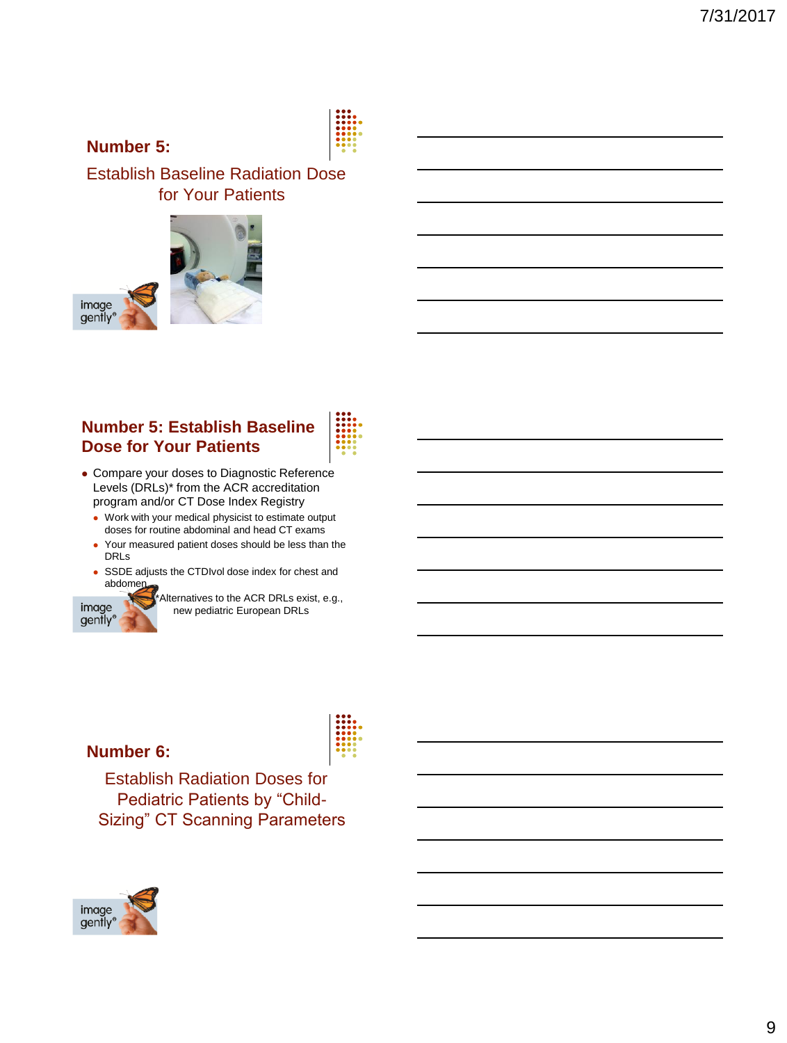## Number 5:

Establish Baseline Radiation Dose for Your Patients

## Number 5: Establish Baseline Dose for Your Patients

- Compare your doses to Diagnostic Reference Levels (DRLs)* from the ACR accreditation program and/or CT Dose Index Registry
  - Work with your medical physicist to estimate output doses for routine abdominal and head CT exams
  - Your measured patient doses should be less than the DRLs
  - SSDE adjusts the CTDIvol dose index for chest and abdomen

*Alternatives to the ACR DRLs exist, e.g., new pediatric European DRLs

## Number 6:

Establish Radiation Doses for Pediatric Patients by “Child-Sizing” CT Scanning Parameters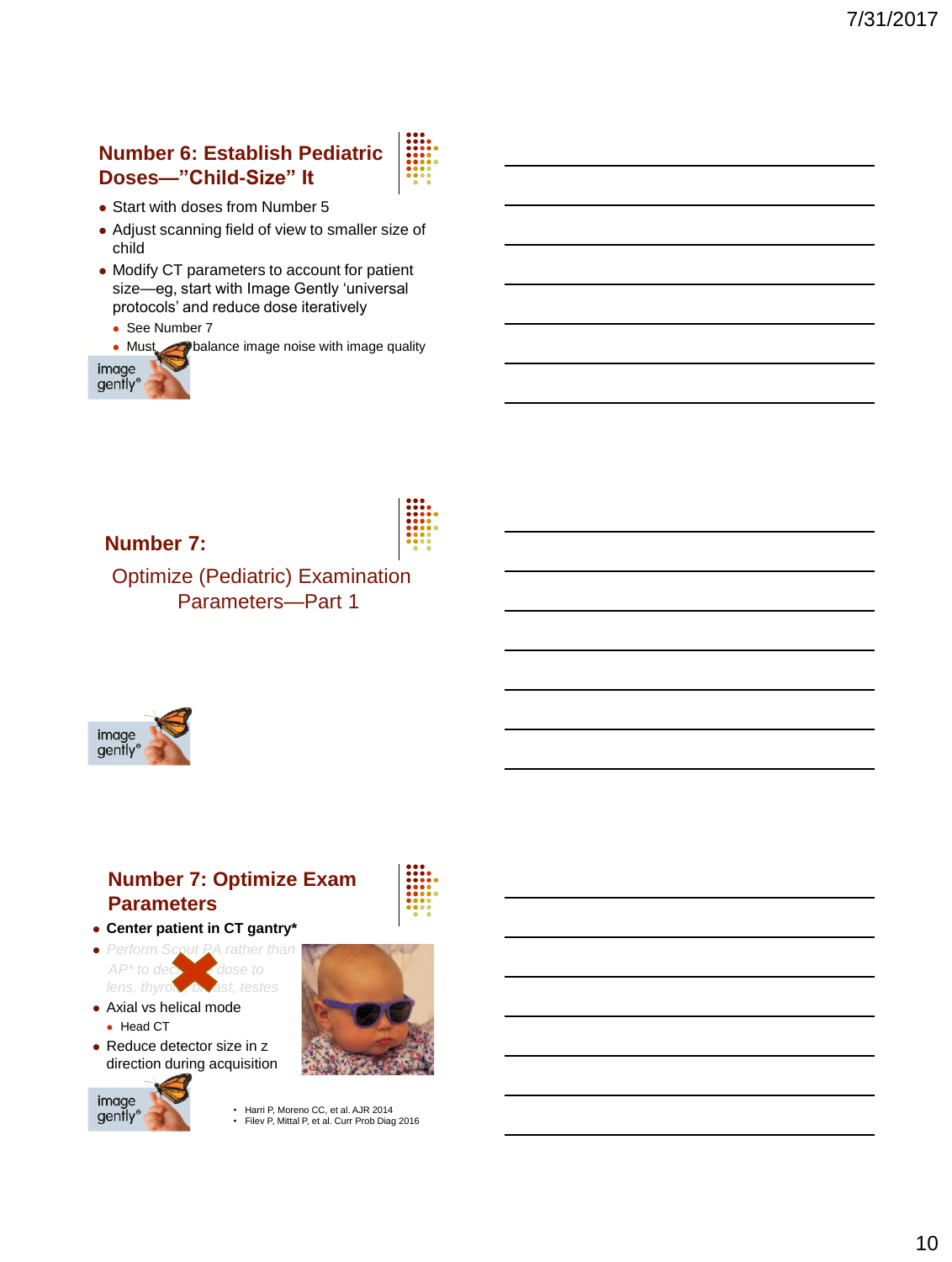## Number 6: Establish Pediatric Doses—"Child-Size" It

- Start with doses from Number 5
- Adjust scanning field of view to smaller size of child
- Modify CT parameters to account for patient size—eg, start with Image Gently 'universal protocols' and reduce dose iteratively
  - See Number 7
  - Must balance image noise with image quality

## Number 7:

Optimize (Pediatric) Examination Parameters—Part 1

## Number 7: Optimize Exam Parameters

- **Center patient in CT gantry***
- *Perform Scout PA rather than AP* to decrease dose to lens, thyroid, breast, testes*
- Axial vs helical mode
  - Head CT
- Reduce detector size in z direction during acquisition

- Harri P, Moreno CC, et al. AJR 2014
- Filev P, Mittal P, et al. Curr Prob Diag 2016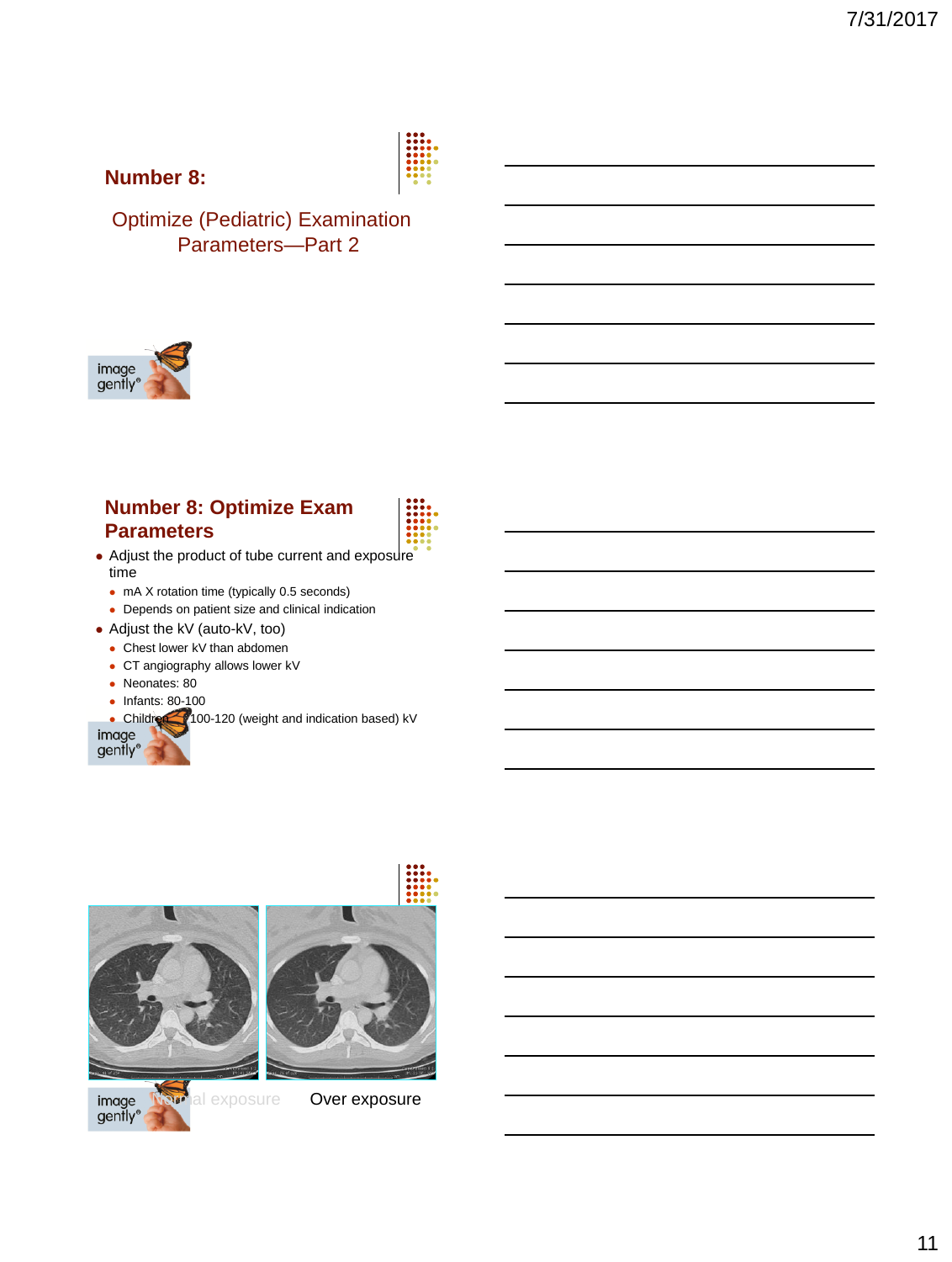## Number 8:

Optimize (Pediatric) Examination Parameters—Part 2

## Number 8: Optimize Exam Parameters

- Adjust the product of tube current and exposure time
  - mA X rotation time (typically 0.5 seconds)
  - Depends on patient size and clinical indication
- Adjust the kV (auto-kV, too)
  - Chest lower kV than abdomen
  - CT angiography allows lower kV
  - Neonates: 80
  - Infants: 80-100
  - Children: 100-120 (weight and indication based) kV

Normal exposure Over exposure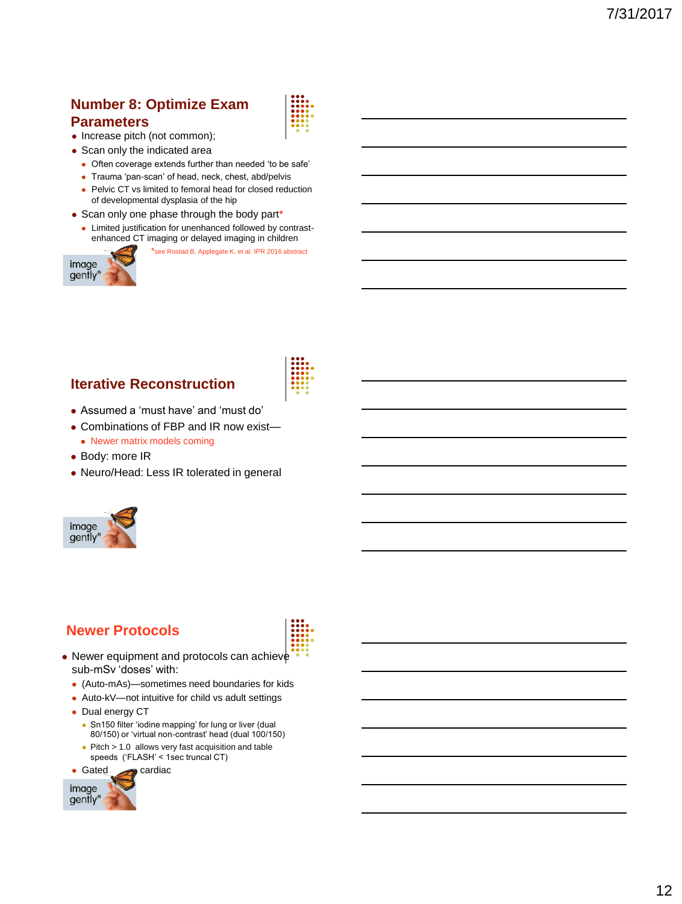## Number 8: Optimize Exam Parameters

- Increase pitch (not common);
- Scan only the indicated area
  - Often coverage extends further than needed 'to be safe'
  - Trauma 'pan-scan' of head, neck, chest, abd/pelvis
  - Pelvic CT vs limited to femoral head for closed reduction of developmental dysplasia of the hip
- Scan only one phase through the body part*
  - Limited justification for unenhanced followed by contrast-enhanced CT imaging or delayed imaging in children

*see Rostad B, Applegate K, et al. IPR 2016 abstract

## Iterative Reconstruction

- Assumed a 'must have' and 'must do'
- Combinations of FBP and IR now exist—
  - Newer matrix models coming
- Body: more IR
- Neuro/Head: Less IR tolerated in general

## Newer Protocols

- Newer equipment and protocols can achieve sub-mSv 'doses' with:
  - (Auto-mAs)—sometimes need boundaries for kids
  - Auto-kV—not intuitive for child vs adult settings
  - Dual energy CT
    - Sn150 filter 'iodine mapping' for lung or liver (dual 80/150) or 'virtual non-contrast' head (dual 100/150)
    - Pitch > 1.0 allows very fast acquisition and table speeds ('FLASH' < 1sec truncal CT)
  - Gated cardiac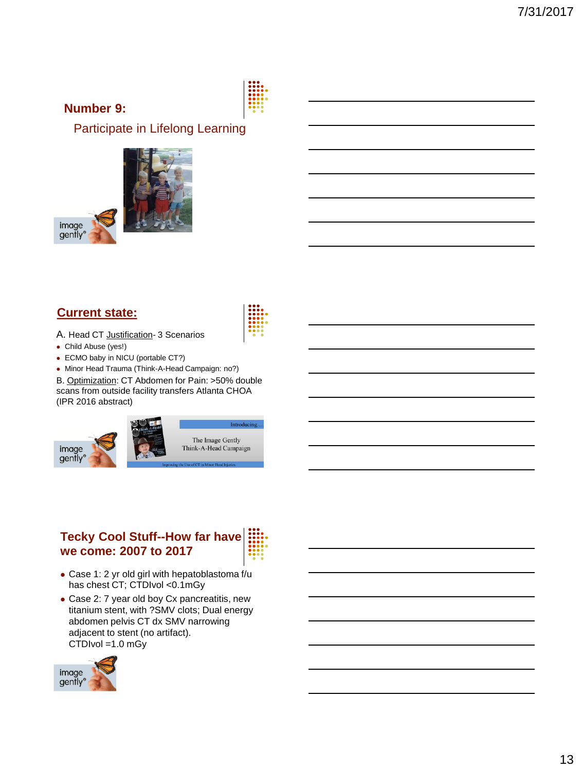## Number 9:

Participate in Lifelong Learning

## Current state:

A. Head CT Justification- 3 Scenarios

- Child Abuse (yes!)
- ECMO baby in NICU (portable CT?)
- Minor Head Trauma (Think-A-Head Campaign: no?)

B. Optimization: CT Abdomen for Pain: >50% double scans from outside facility transfers Atlanta CHOA (IPR 2016 abstract)

## Tecky Cool Stuff--How far have we come: 2007 to 2017

- Case 1: 2 yr old girl with hepatoblastoma f/u has chest CT; CTDIvol <0.1mGy
- Case 2: 7 year old boy Cx pancreatitis, new titanium stent, with ?SMV clots; Dual energy abdomen pelvis CT dx SMV narrowing adjacent to stent (no artifact). CTDIvol =1.0 mGy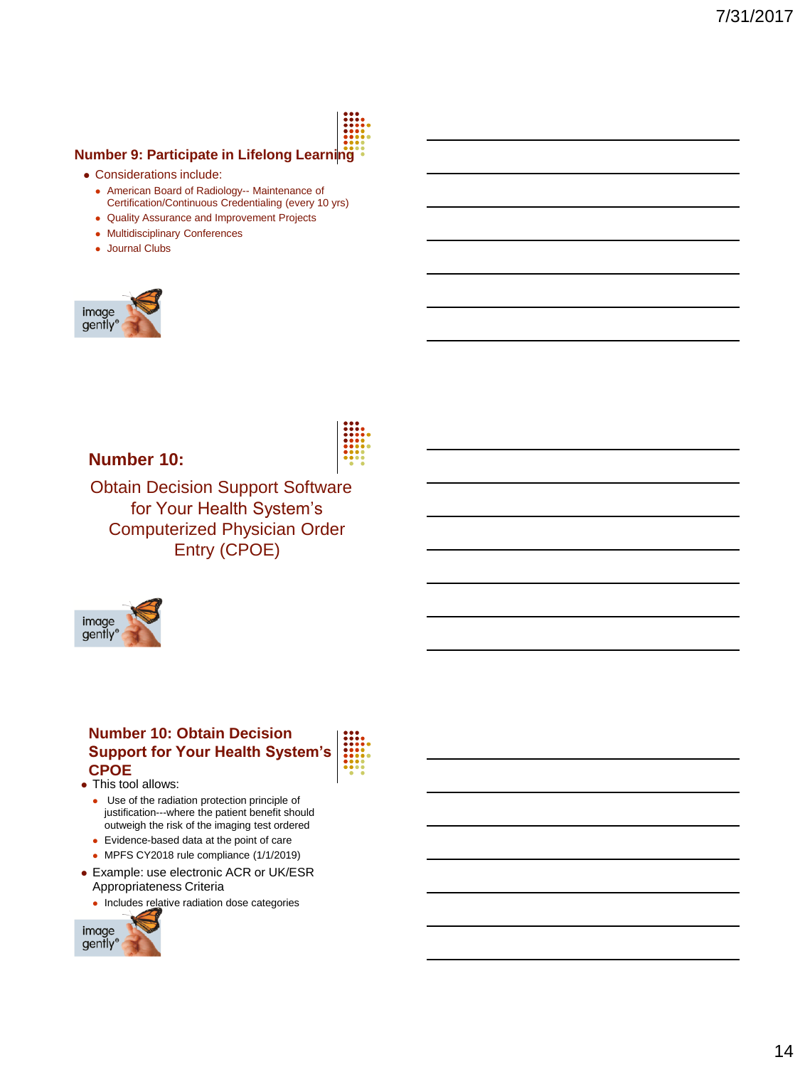## Number 9: Participate in Lifelong Learning

- Considerations include:
  - American Board of Radiology-- Maintenance of Certification/Continuous Credentialing (every 10 yrs)
  - Quality Assurance and Improvement Projects
  - Multidisciplinary Conferences
  - Journal Clubs

image gently®

## Number 10:

Obtain Decision Support Software for Your Health System's Computerized Physician Order Entry (CPOE)

image gently®

## Number 10: Obtain Decision Support for Your Health System's CPOE

- This tool allows:
  - Use of the radiation protection principle of justification---where the patient benefit should outweigh the risk of the imaging test ordered
  - Evidence-based data at the point of care
  - MPFS CY2018 rule compliance (1/1/2019)
- Example: use electronic ACR or UK/ESR Appropriateness Criteria
  - Includes relative radiation dose categories

image gently®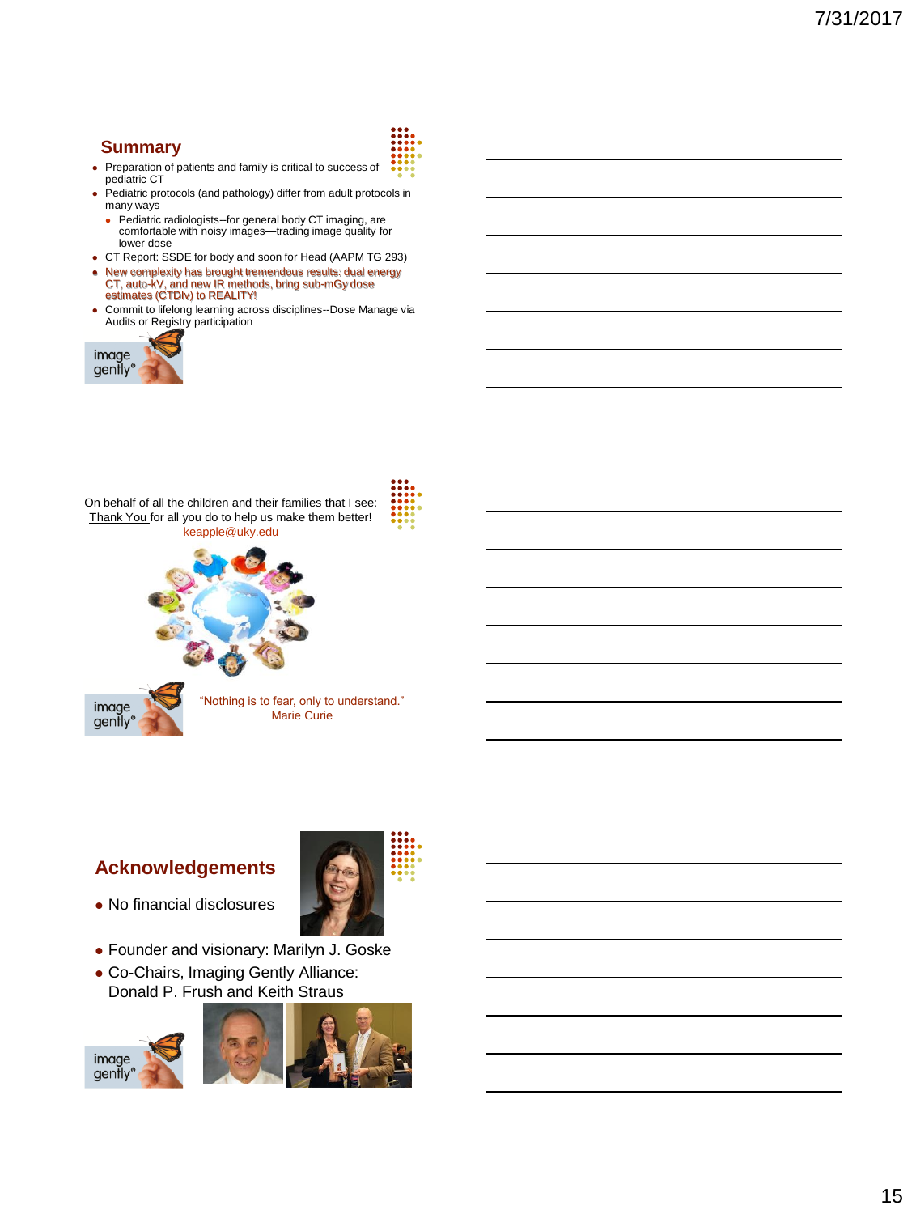## Summary

- Preparation of patients and family is critical to success of pediatric CT
- Pediatric protocols (and pathology) differ from adult protocols in many ways
  - Pediatric radiologists--for general body CT imaging, are comfortable with noisy images—trading image quality for lower dose
- CT Report: SSDE for body and soon for Head (AAPM TG 293)
- New complexity has brought tremendous results: dual energy CT, auto-kV, and new IR methods, bring sub-mGy dose estimates (CTDIv) to REALITY!
- Commit to lifelong learning across disciplines--Dose Manage via Audits or Registry participation

image gently®

On behalf of all the children and their families that I see: Thank You for all you do to help us make them better!

keapple@uky.edu

image gently®

"Nothing is to fear, only to understand."
Marie Curie

## Acknowledgements

- No financial disclosures
- Founder and visionary: Marilyn J. Goske
- Co-Chairs, Imaging Gently Alliance: Donald P. Frush and Keith Straus

image gently®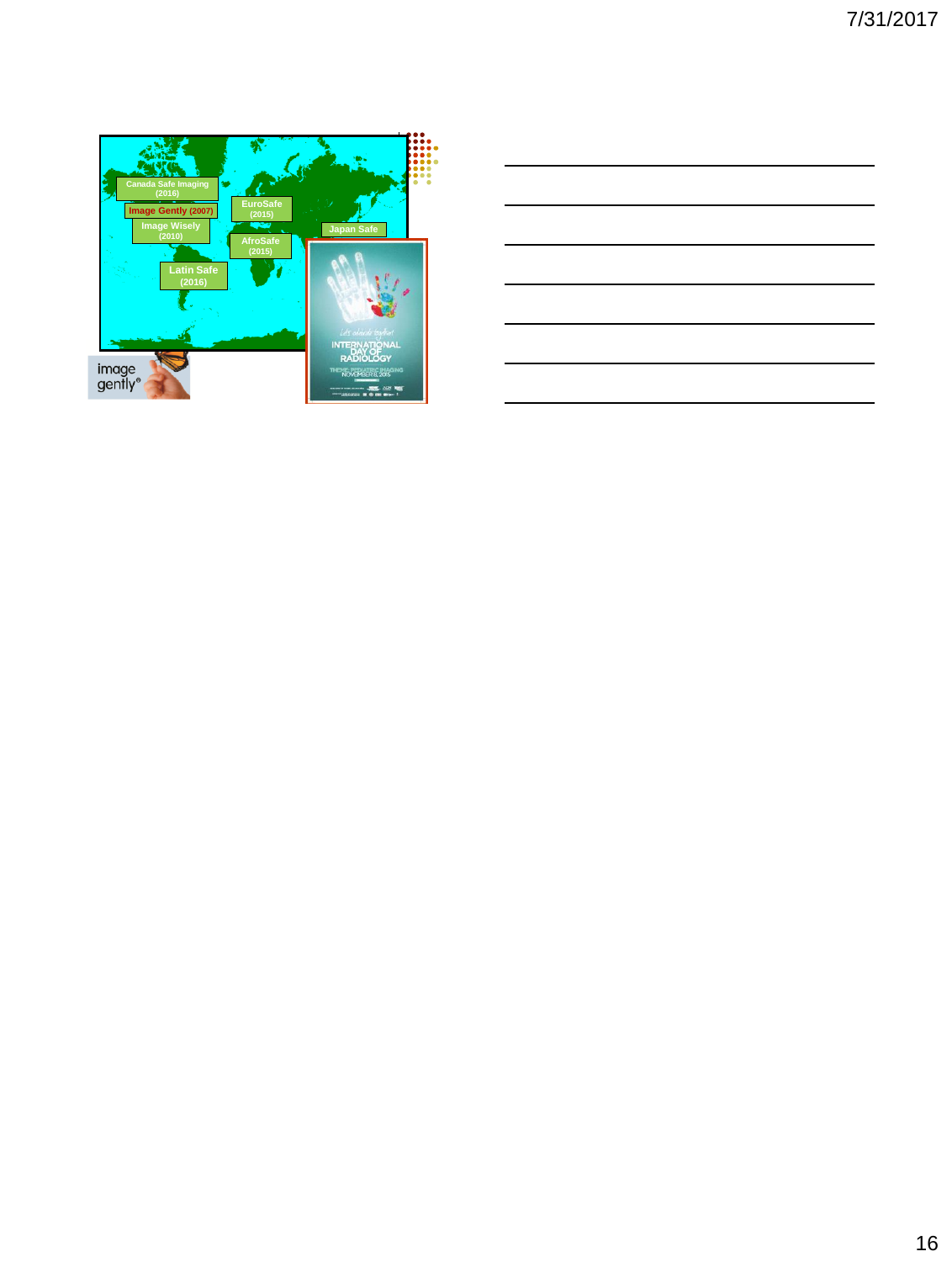Canada Safe Imaging (2016)

Image Gently (2007)

Image Wisely (2010)

EuroSafe (2015)

AfroSafe (2015)

Japan Safe

Latin Safe (2016)

image gently®

Let's celebrate together!

INTERNATIONAL DAY OF RADIOLOGY

THEME: PEDIATRIC IMAGING

NOVEMBER 8, 2015